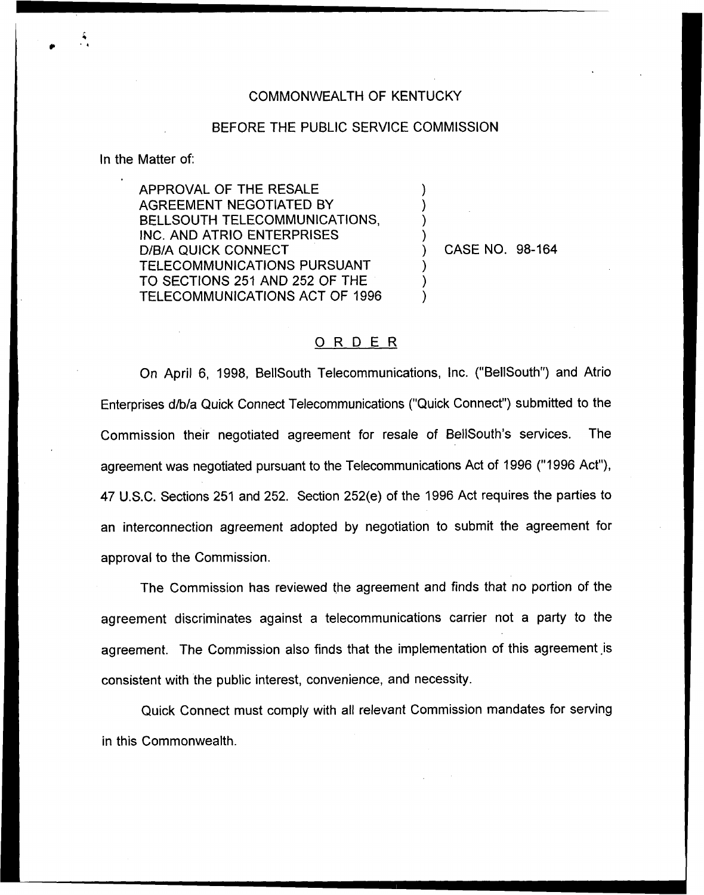COMMONWEALTH OF KENTUCKY

BEFORE THE PUBLIC SERVICE COMMISSION

In the Matter of:

| | | |
|---|---|---|
| APPROVAL OF THE RESALE AGREEMENT NEGOTIATED BY BELLSOUTH TELECOMMUNICATIONS, INC. AND ATRIO ENTERPRISES D/B/A QUICK CONNECT TELECOMMUNICATIONS PURSUANT TO SECTIONS 251 AND 252 OF THE TELECOMMUNICATIONS ACT OF 1996 | ) | CASE NO. 98-164 |

## ORDER

On April 6, 1998, BellSouth Telecommunications, Inc. ("BellSouth") and Atrio Enterprises d/b/a Quick Connect Telecommunications ("Quick Connect") submitted to the Commission their negotiated agreement for resale of BellSouth's services. The agreement was negotiated pursuant to the Telecommunications Act of 1996 ("1996 Act"), 47 U.S.C. Sections 251 and 252. Section 252(e) of the 1996 Act requires the parties to an interconnection agreement adopted by negotiation to submit the agreement for approval to the Commission.

The Commission has reviewed the agreement and finds that no portion of the agreement discriminates against a telecommunications carrier not a party to the agreement. The Commission also finds that the implementation of this agreement is consistent with the public interest, convenience, and necessity.

Quick Connect must comply with all relevant Commission mandates for serving in this Commonwealth.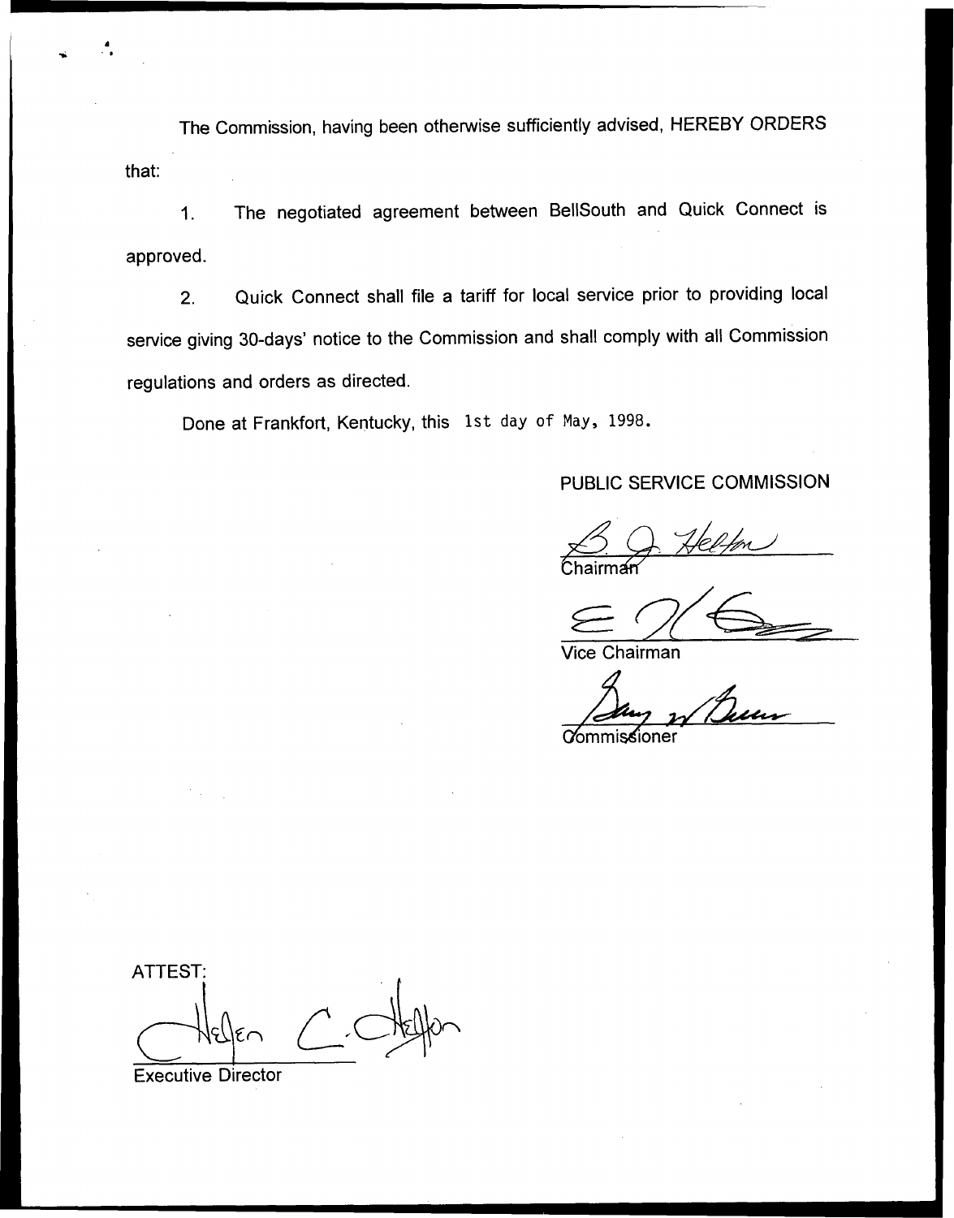The Commission, having been otherwise sufficiently advised, HEREBY ORDERS that:

1. The negotiated agreement between BellSouth and Quick Connect is approved.

2. Quick Connect shall file a tariff for local service prior to providing local service giving 30-days' notice to the Commission and shall comply with all Commission regulations and orders as directed.

Done at Frankfort, Kentucky, this 1st day of May, 1998.

PUBLIC SERVICE COMMISSION

Chairman

Vice Chairman

Commissioner

ATTEST:

Executive Director